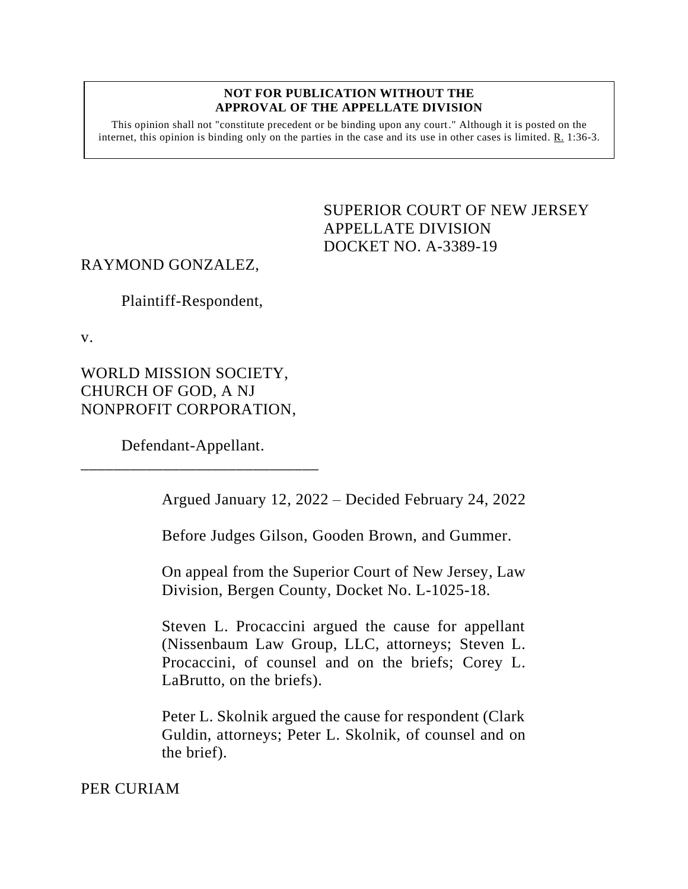**NOT FOR PUBLICATION WITHOUT THE APPROVAL OF THE APPELLATE DIVISION**

This opinion shall not "constitute precedent or be binding upon any court." Although it is posted on the internet, this opinion is binding only on the parties in the case and its use in other cases is limited. R. 1:36-3.

SUPERIOR COURT OF NEW JERSEY
APPELLATE DIVISION
DOCKET NO. A-3389-19

RAYMOND GONZALEZ,

Plaintiff-Respondent,

v.

WORLD MISSION SOCIETY, CHURCH OF GOD, A NJ NONPROFIT CORPORATION,

Defendant-Appellant.

\_\_\_\_\_\_\_\_\_\_\_\_\_\_\_\_\_\_\_\_\_\_\_\_\_\_\_\_\_\_

Argued January 12, 2022 – Decided February 24, 2022

Before Judges Gilson, Gooden Brown, and Gummer.

On appeal from the Superior Court of New Jersey, Law Division, Bergen County, Docket No. L-1025-18.

Steven L. Procaccini argued the cause for appellant (Nissenbaum Law Group, LLC, attorneys; Steven L. Procaccini, of counsel and on the briefs; Corey L. LaBrutto, on the briefs).

Peter L. Skolnik argued the cause for respondent (Clark Guldin, attorneys; Peter L. Skolnik, of counsel and on the brief).

PER CURIAM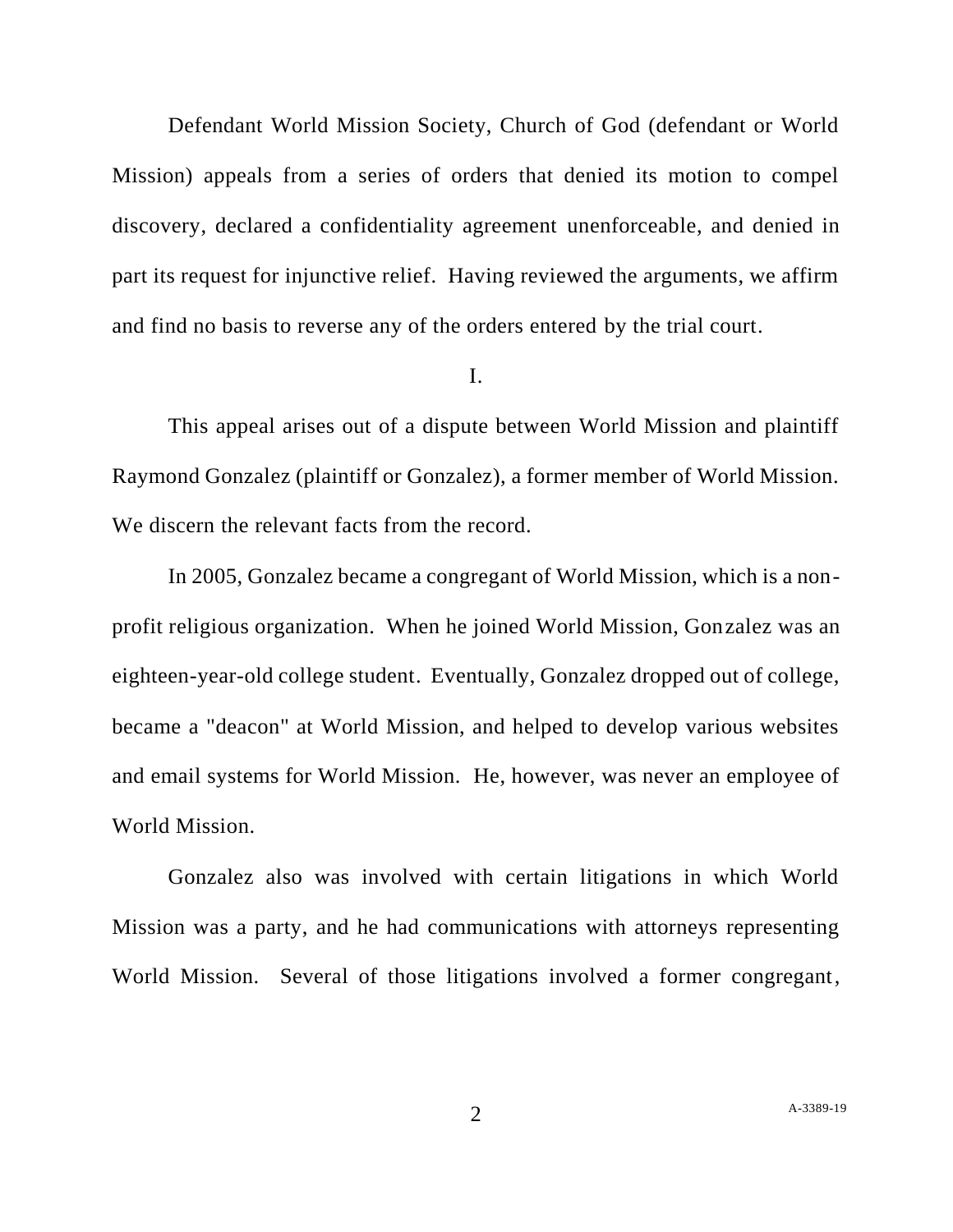Defendant World Mission Society, Church of God (defendant or World Mission) appeals from a series of orders that denied its motion to compel discovery, declared a confidentiality agreement unenforceable, and denied in part its request for injunctive relief. Having reviewed the arguments, we affirm and find no basis to reverse any of the orders entered by the trial court.

I.

This appeal arises out of a dispute between World Mission and plaintiff Raymond Gonzalez (plaintiff or Gonzalez), a former member of World Mission. We discern the relevant facts from the record.

In 2005, Gonzalez became a congregant of World Mission, which is a non-profit religious organization. When he joined World Mission, Gonzalez was an eighteen-year-old college student. Eventually, Gonzalez dropped out of college, became a "deacon" at World Mission, and helped to develop various websites and email systems for World Mission. He, however, was never an employee of World Mission.

Gonzalez also was involved with certain litigations in which World Mission was a party, and he had communications with attorneys representing World Mission. Several of those litigations involved a former congregant,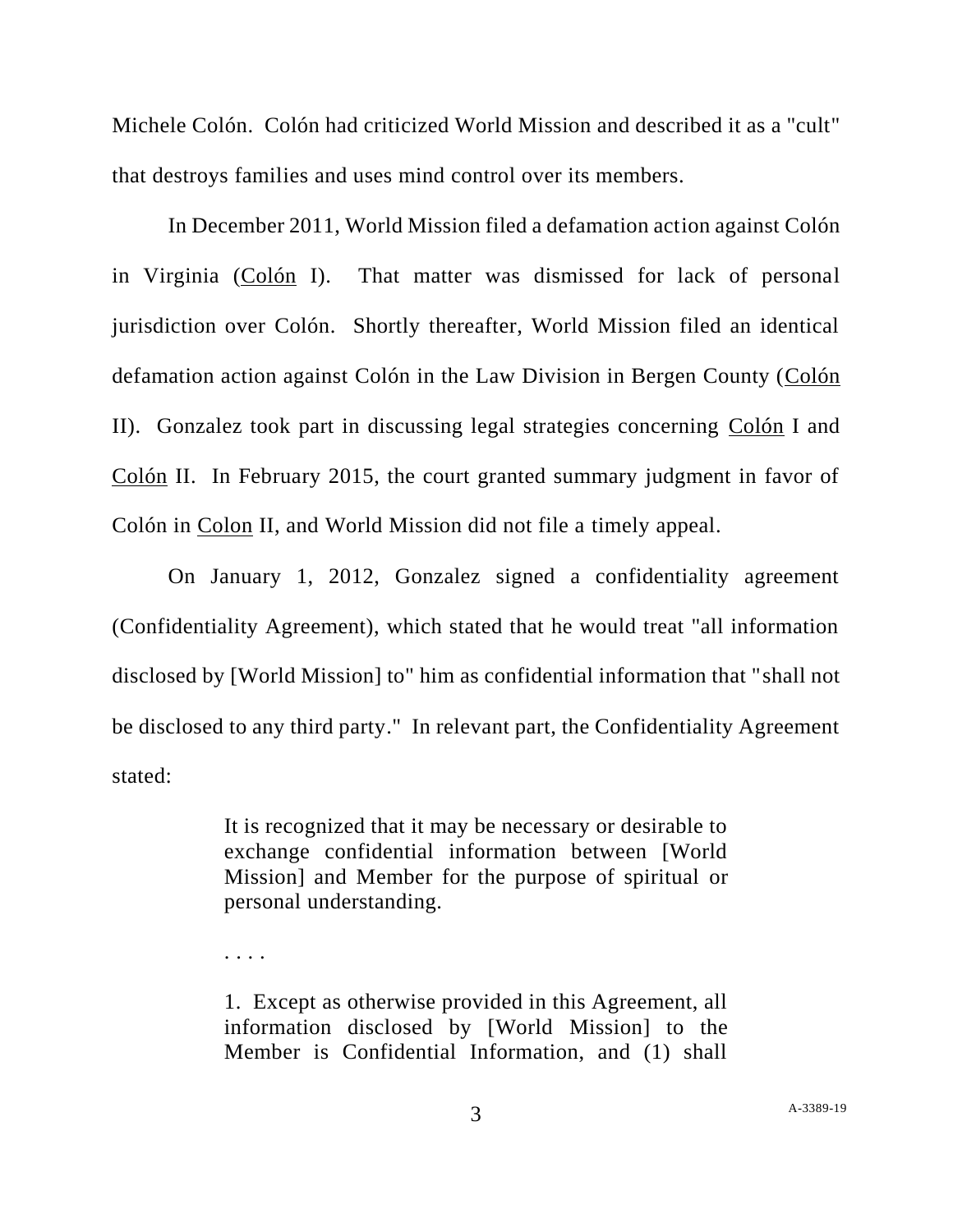Michele Colón. Colón had criticized World Mission and described it as a "cult" that destroys families and uses mind control over its members.

In December 2011, World Mission filed a defamation action against Colón in Virginia (Colón I). That matter was dismissed for lack of personal jurisdiction over Colón. Shortly thereafter, World Mission filed an identical defamation action against Colón in the Law Division in Bergen County (Colón II). Gonzalez took part in discussing legal strategies concerning Colón I and Colón II. In February 2015, the court granted summary judgment in favor of Colón in Colon II, and World Mission did not file a timely appeal.

On January 1, 2012, Gonzalez signed a confidentiality agreement (Confidentiality Agreement), which stated that he would treat "all information disclosed by [World Mission] to" him as confidential information that "shall not be disclosed to any third party." In relevant part, the Confidentiality Agreement stated:

> It is recognized that it may be necessary or desirable to exchange confidential information between [World Mission] and Member for the purpose of spiritual or personal understanding.
>
> . . . .
>
> 1. Except as otherwise provided in this Agreement, all information disclosed by [World Mission] to the Member is Confidential Information, and (1) shall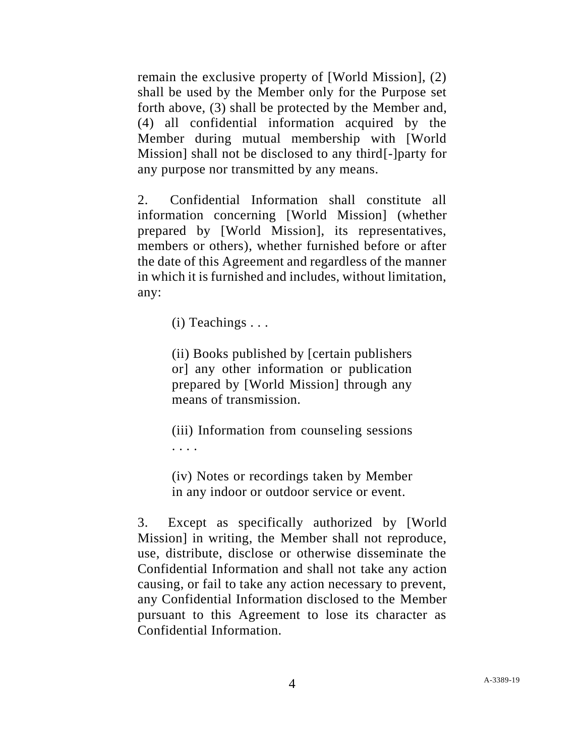remain the exclusive property of [World Mission], (2) shall be used by the Member only for the Purpose set forth above, (3) shall be protected by the Member and, (4) all confidential information acquired by the Member during mutual membership with [World Mission] shall not be disclosed to any third[-]party for any purpose nor transmitted by any means.

2. Confidential Information shall constitute all information concerning [World Mission] (whether prepared by [World Mission], its representatives, members or others), whether furnished before or after the date of this Agreement and regardless of the manner in which it is furnished and includes, without limitation, any:

> (i) Teachings . . .
>
> (ii) Books published by [certain publishers or] any other information or publication prepared by [World Mission] through any means of transmission.
>
> (iii) Information from counseling sessions . . . .
>
> (iv) Notes or recordings taken by Member in any indoor or outdoor service or event.

3. Except as specifically authorized by [World Mission] in writing, the Member shall not reproduce, use, distribute, disclose or otherwise disseminate the Confidential Information and shall not take any action causing, or fail to take any action necessary to prevent, any Confidential Information disclosed to the Member pursuant to this Agreement to lose its character as Confidential Information.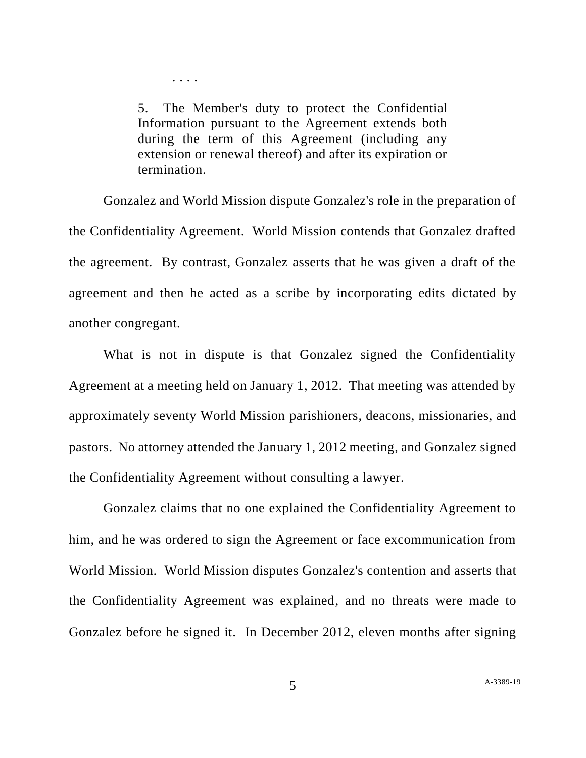> . . . .
>
> 5. The Member's duty to protect the Confidential Information pursuant to the Agreement extends both during the term of this Agreement (including any extension or renewal thereof) and after its expiration or termination.

Gonzalez and World Mission dispute Gonzalez's role in the preparation of the Confidentiality Agreement. World Mission contends that Gonzalez drafted the agreement. By contrast, Gonzalez asserts that he was given a draft of the agreement and then he acted as a scribe by incorporating edits dictated by another congregant.

What is not in dispute is that Gonzalez signed the Confidentiality Agreement at a meeting held on January 1, 2012. That meeting was attended by approximately seventy World Mission parishioners, deacons, missionaries, and pastors. No attorney attended the January 1, 2012 meeting, and Gonzalez signed the Confidentiality Agreement without consulting a lawyer.

Gonzalez claims that no one explained the Confidentiality Agreement to him, and he was ordered to sign the Agreement or face excommunication from World Mission. World Mission disputes Gonzalez's contention and asserts that the Confidentiality Agreement was explained, and no threats were made to Gonzalez before he signed it. In December 2012, eleven months after signing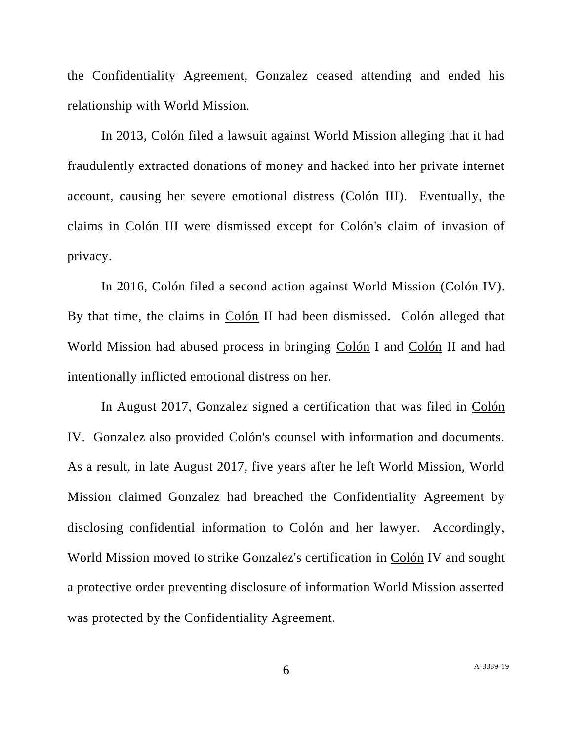the Confidentiality Agreement, Gonzalez ceased attending and ended his relationship with World Mission.

In 2013, Colón filed a lawsuit against World Mission alleging that it had fraudulently extracted donations of money and hacked into her private internet account, causing her severe emotional distress (Colón III). Eventually, the claims in Colón III were dismissed except for Colón's claim of invasion of privacy.

In 2016, Colón filed a second action against World Mission (Colón IV). By that time, the claims in Colón II had been dismissed. Colón alleged that World Mission had abused process in bringing Colón I and Colón II and had intentionally inflicted emotional distress on her.

In August 2017, Gonzalez signed a certification that was filed in Colón IV. Gonzalez also provided Colón's counsel with information and documents. As a result, in late August 2017, five years after he left World Mission, World Mission claimed Gonzalez had breached the Confidentiality Agreement by disclosing confidential information to Colón and her lawyer. Accordingly, World Mission moved to strike Gonzalez's certification in Colón IV and sought a protective order preventing disclosure of information World Mission asserted was protected by the Confidentiality Agreement.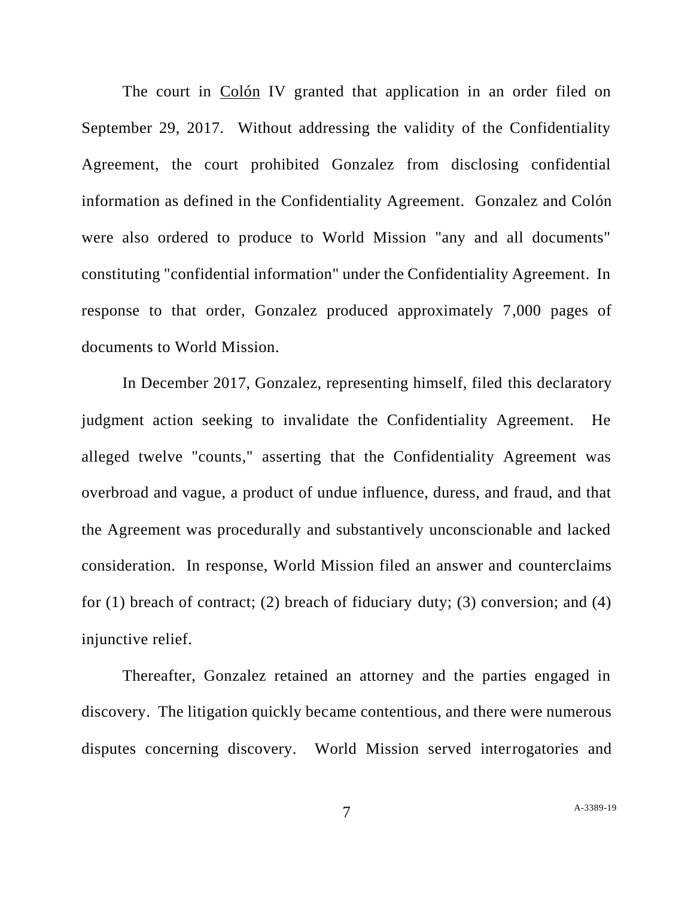The court in Colón IV granted that application in an order filed on September 29, 2017. Without addressing the validity of the Confidentiality Agreement, the court prohibited Gonzalez from disclosing confidential information as defined in the Confidentiality Agreement. Gonzalez and Colón were also ordered to produce to World Mission "any and all documents" constituting "confidential information" under the Confidentiality Agreement. In response to that order, Gonzalez produced approximately 7,000 pages of documents to World Mission.

In December 2017, Gonzalez, representing himself, filed this declaratory judgment action seeking to invalidate the Confidentiality Agreement. He alleged twelve "counts," asserting that the Confidentiality Agreement was overbroad and vague, a product of undue influence, duress, and fraud, and that the Agreement was procedurally and substantively unconscionable and lacked consideration. In response, World Mission filed an answer and counterclaims for (1) breach of contract; (2) breach of fiduciary duty; (3) conversion; and (4) injunctive relief.

Thereafter, Gonzalez retained an attorney and the parties engaged in discovery. The litigation quickly became contentious, and there were numerous disputes concerning discovery. World Mission served interrogatories and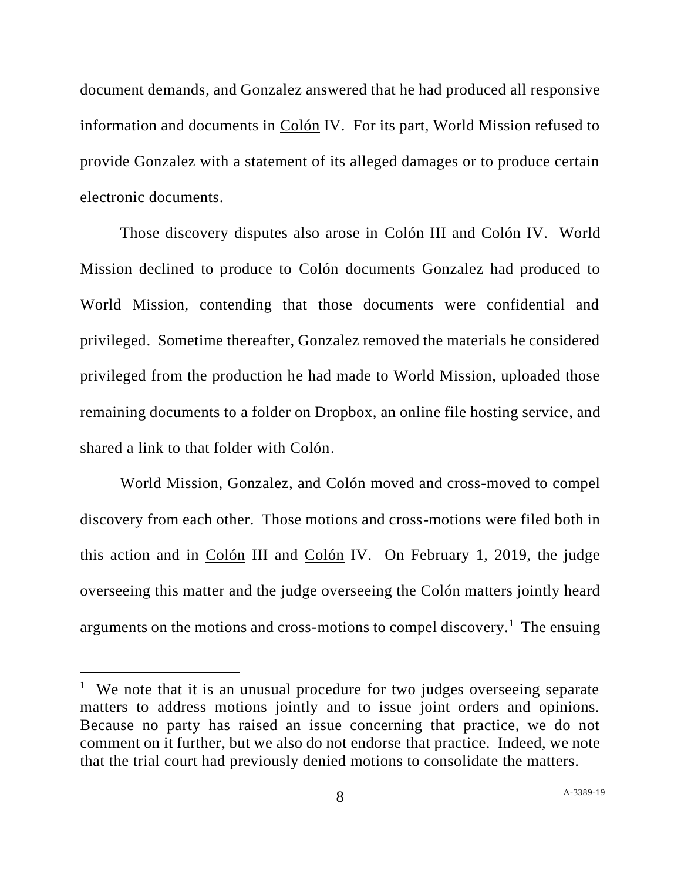document demands, and Gonzalez answered that he had produced all responsive information and documents in Colón IV. For its part, World Mission refused to provide Gonzalez with a statement of its alleged damages or to produce certain electronic documents.

Those discovery disputes also arose in Colón III and Colón IV. World Mission declined to produce to Colón documents Gonzalez had produced to World Mission, contending that those documents were confidential and privileged. Sometime thereafter, Gonzalez removed the materials he considered privileged from the production he had made to World Mission, uploaded those remaining documents to a folder on Dropbox, an online file hosting service, and shared a link to that folder with Colón.

World Mission, Gonzalez, and Colón moved and cross-moved to compel discovery from each other. Those motions and cross-motions were filed both in this action and in Colón III and Colón IV. On February 1, 2019, the judge overseeing this matter and the judge overseeing the Colón matters jointly heard arguments on the motions and cross-motions to compel discovery.[1] The ensuing

---

[1] We note that it is an unusual procedure for two judges overseeing separate matters to address motions jointly and to issue joint orders and opinions. Because no party has raised an issue concerning that practice, we do not comment on it further, but we also do not endorse that practice. Indeed, we note that the trial court had previously denied motions to consolidate the matters.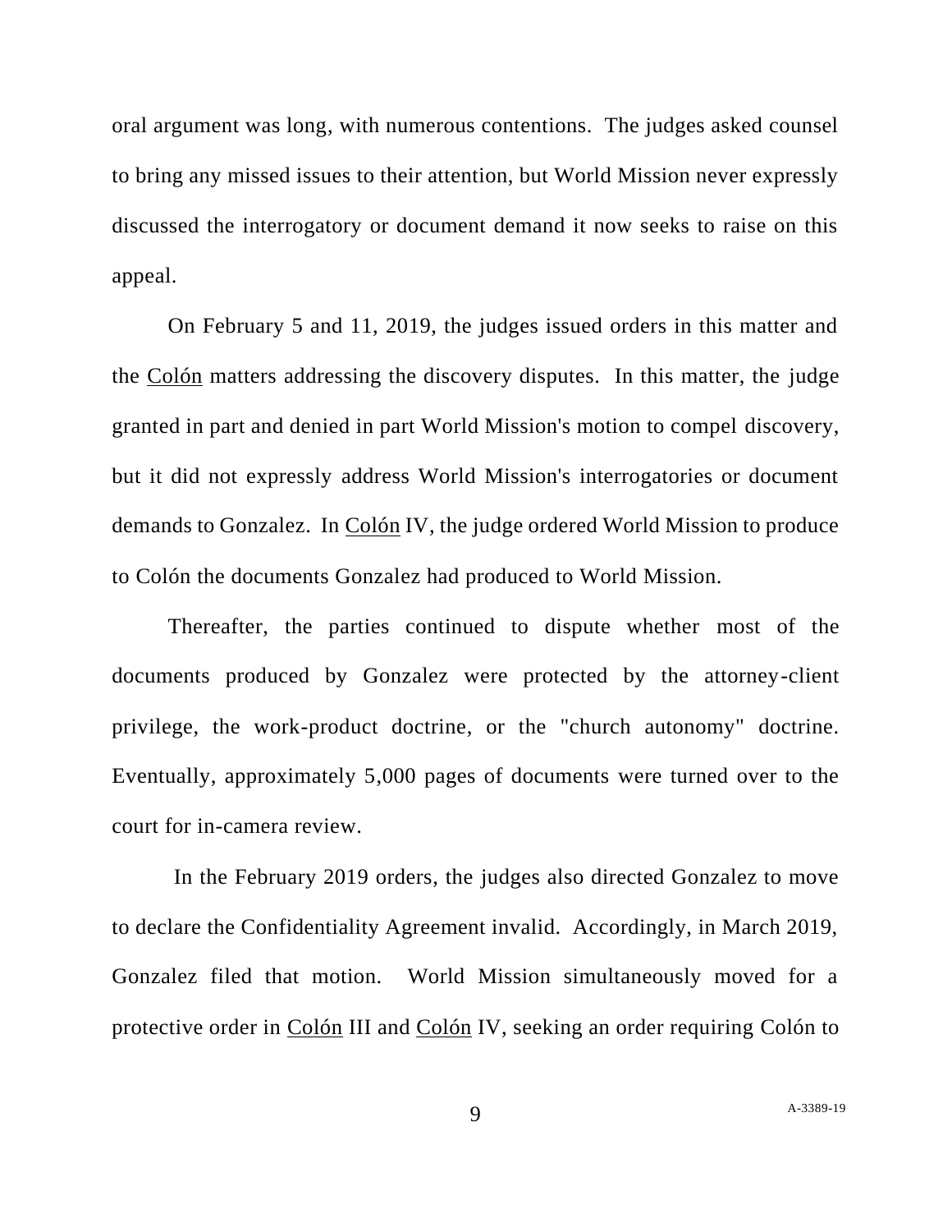oral argument was long, with numerous contentions. The judges asked counsel to bring any missed issues to their attention, but World Mission never expressly discussed the interrogatory or document demand it now seeks to raise on this appeal.

On February 5 and 11, 2019, the judges issued orders in this matter and the Colón matters addressing the discovery disputes. In this matter, the judge granted in part and denied in part World Mission's motion to compel discovery, but it did not expressly address World Mission's interrogatories or document demands to Gonzalez. In Colón IV, the judge ordered World Mission to produce to Colón the documents Gonzalez had produced to World Mission.

Thereafter, the parties continued to dispute whether most of the documents produced by Gonzalez were protected by the attorney-client privilege, the work-product doctrine, or the "church autonomy" doctrine. Eventually, approximately 5,000 pages of documents were turned over to the court for in-camera review.

In the February 2019 orders, the judges also directed Gonzalez to move to declare the Confidentiality Agreement invalid. Accordingly, in March 2019, Gonzalez filed that motion. World Mission simultaneously moved for a protective order in Colón III and Colón IV, seeking an order requiring Colón to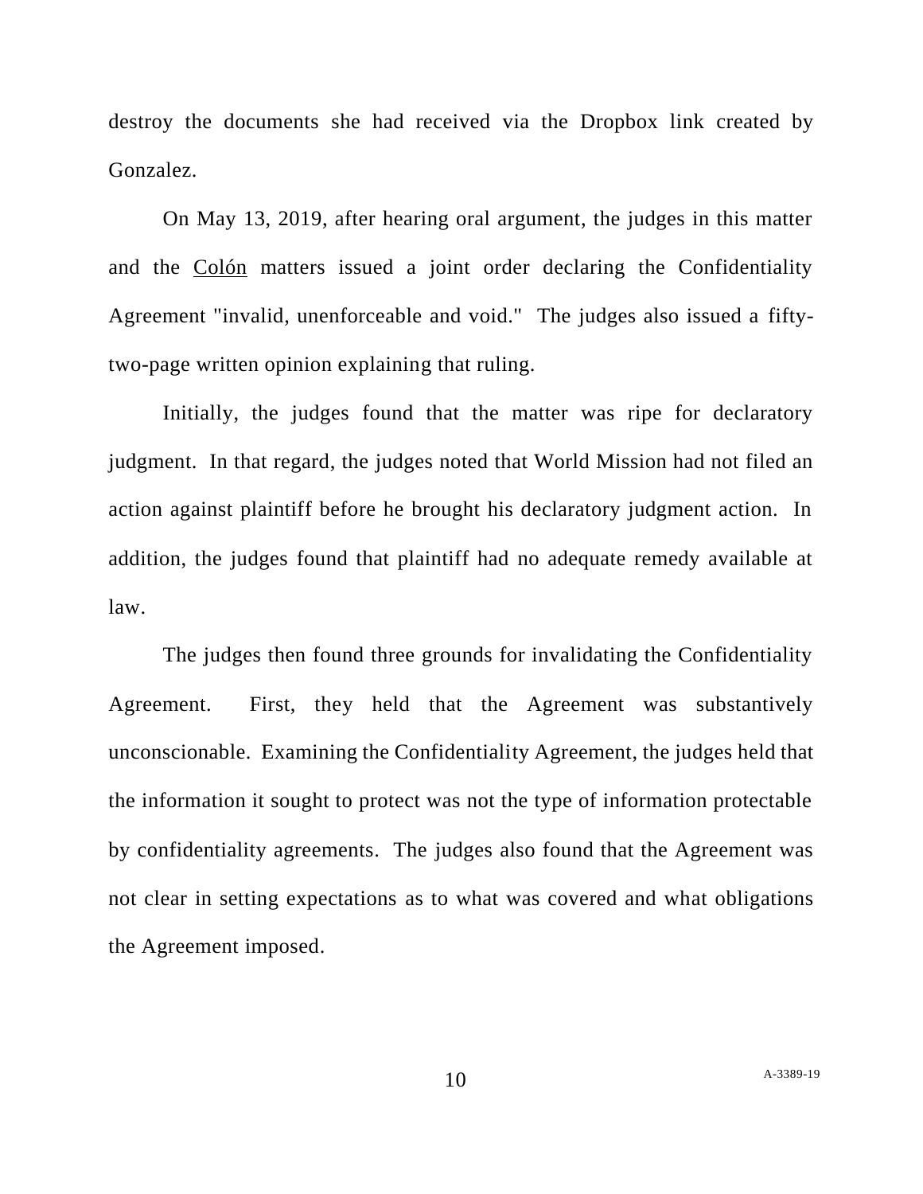destroy the documents she had received via the Dropbox link created by Gonzalez.

On May 13, 2019, after hearing oral argument, the judges in this matter and the Colón matters issued a joint order declaring the Confidentiality Agreement "invalid, unenforceable and void." The judges also issued a fifty-two-page written opinion explaining that ruling.

Initially, the judges found that the matter was ripe for declaratory judgment. In that regard, the judges noted that World Mission had not filed an action against plaintiff before he brought his declaratory judgment action. In addition, the judges found that plaintiff had no adequate remedy available at law.

The judges then found three grounds for invalidating the Confidentiality Agreement. First, they held that the Agreement was substantively unconscionable. Examining the Confidentiality Agreement, the judges held that the information it sought to protect was not the type of information protectable by confidentiality agreements. The judges also found that the Agreement was not clear in setting expectations as to what was covered and what obligations the Agreement imposed.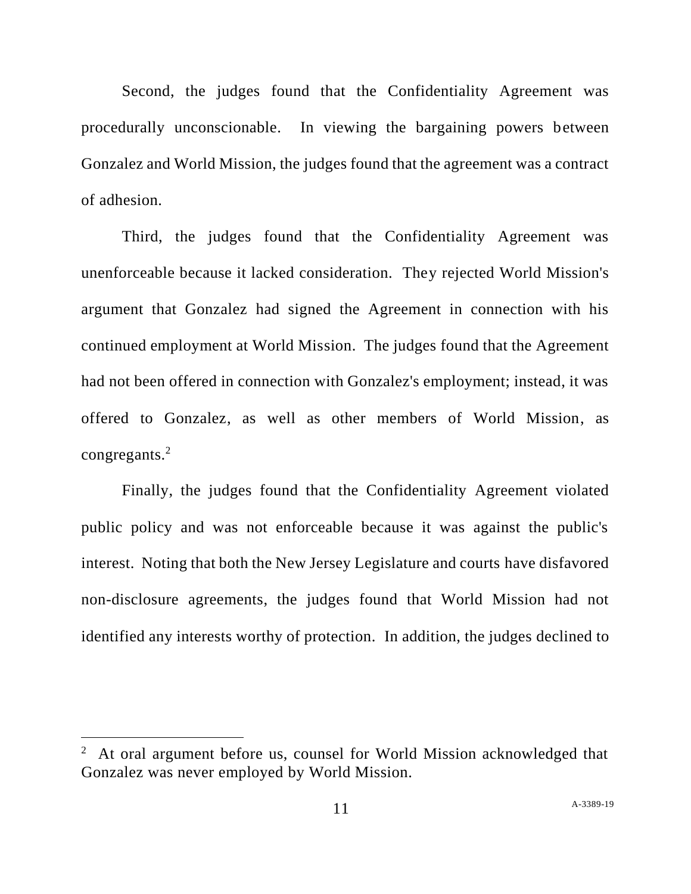Second, the judges found that the Confidentiality Agreement was procedurally unconscionable. In viewing the bargaining powers between Gonzalez and World Mission, the judges found that the agreement was a contract of adhesion.

Third, the judges found that the Confidentiality Agreement was unenforceable because it lacked consideration. They rejected World Mission's argument that Gonzalez had signed the Agreement in connection with his continued employment at World Mission. The judges found that the Agreement had not been offered in connection with Gonzalez's employment; instead, it was offered to Gonzalez, as well as other members of World Mission, as congregants.[2]

Finally, the judges found that the Confidentiality Agreement violated public policy and was not enforceable because it was against the public's interest. Noting that both the New Jersey Legislature and courts have disfavored non-disclosure agreements, the judges found that World Mission had not identified any interests worthy of protection. In addition, the judges declined to

---

[2] At oral argument before us, counsel for World Mission acknowledged that Gonzalez was never employed by World Mission.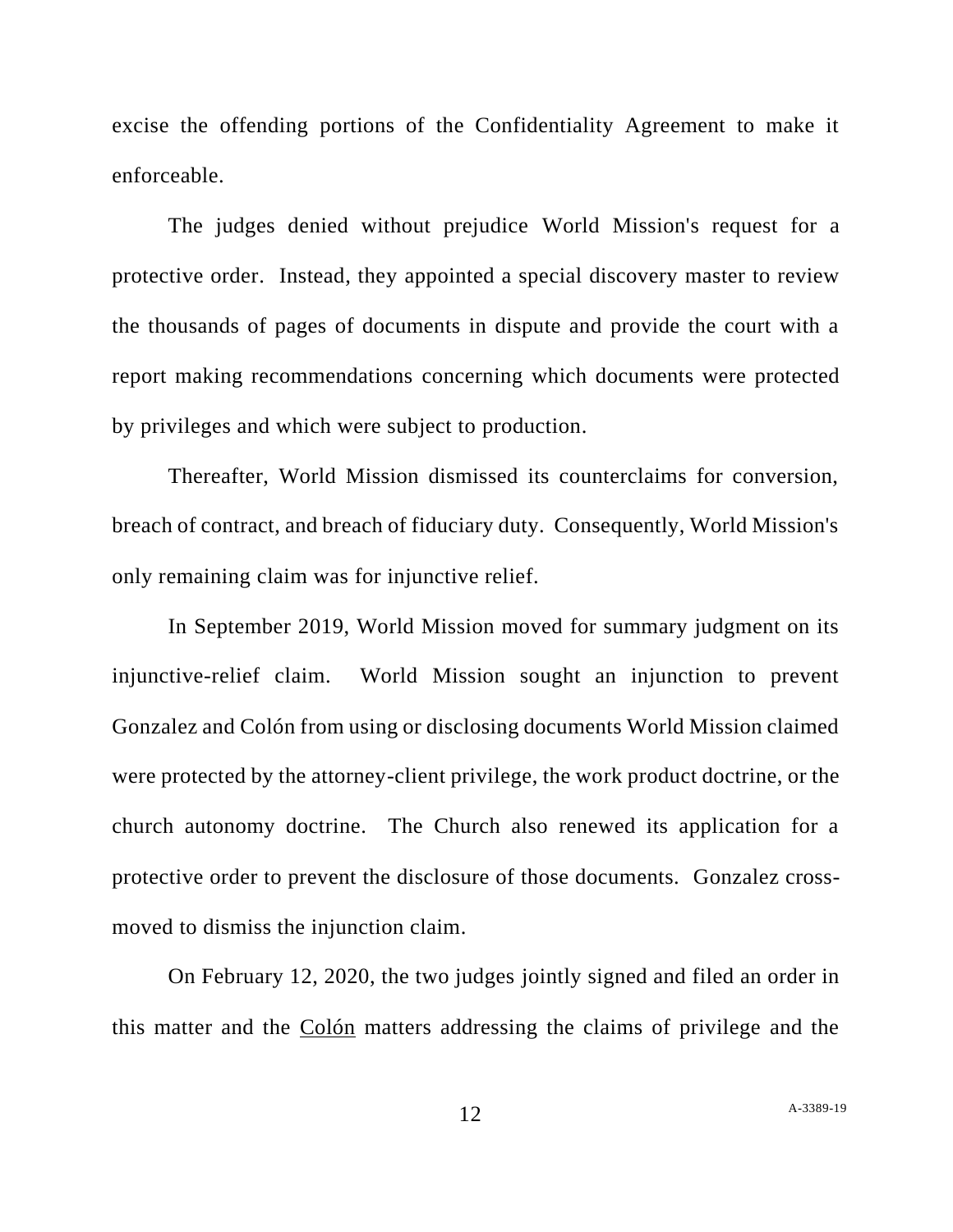excise the offending portions of the Confidentiality Agreement to make it enforceable.

The judges denied without prejudice World Mission's request for a protective order. Instead, they appointed a special discovery master to review the thousands of pages of documents in dispute and provide the court with a report making recommendations concerning which documents were protected by privileges and which were subject to production.

Thereafter, World Mission dismissed its counterclaims for conversion, breach of contract, and breach of fiduciary duty. Consequently, World Mission's only remaining claim was for injunctive relief.

In September 2019, World Mission moved for summary judgment on its injunctive-relief claim. World Mission sought an injunction to prevent Gonzalez and Colón from using or disclosing documents World Mission claimed were protected by the attorney-client privilege, the work product doctrine, or the church autonomy doctrine. The Church also renewed its application for a protective order to prevent the disclosure of those documents. Gonzalez cross-moved to dismiss the injunction claim.

On February 12, 2020, the two judges jointly signed and filed an order in this matter and the Colón matters addressing the claims of privilege and the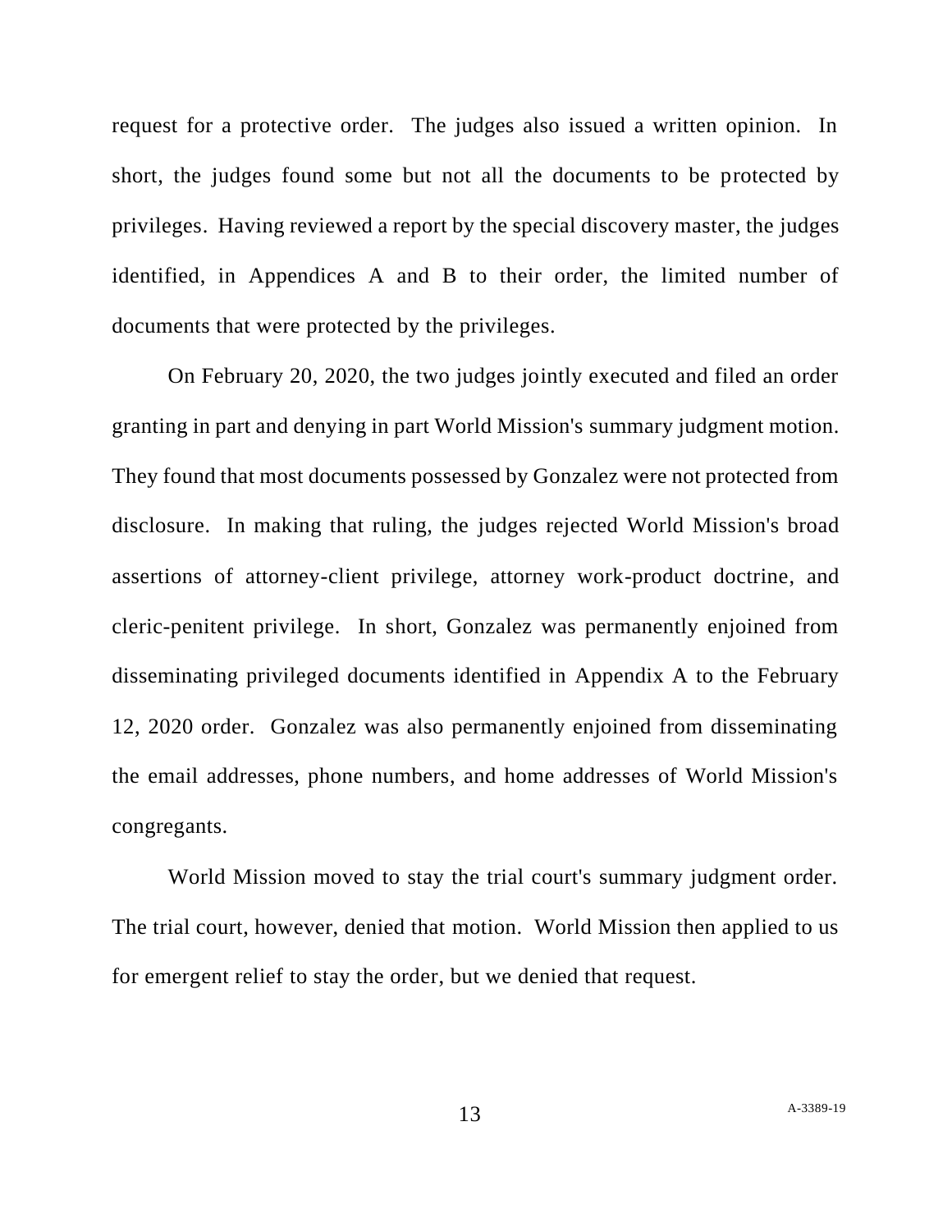request for a protective order. The judges also issued a written opinion. In short, the judges found some but not all the documents to be protected by privileges. Having reviewed a report by the special discovery master, the judges identified, in Appendices A and B to their order, the limited number of documents that were protected by the privileges.

On February 20, 2020, the two judges jointly executed and filed an order granting in part and denying in part World Mission's summary judgment motion. They found that most documents possessed by Gonzalez were not protected from disclosure. In making that ruling, the judges rejected World Mission's broad assertions of attorney-client privilege, attorney work-product doctrine, and cleric-penitent privilege. In short, Gonzalez was permanently enjoined from disseminating privileged documents identified in Appendix A to the February 12, 2020 order. Gonzalez was also permanently enjoined from disseminating the email addresses, phone numbers, and home addresses of World Mission's congregants.

World Mission moved to stay the trial court's summary judgment order. The trial court, however, denied that motion. World Mission then applied to us for emergent relief to stay the order, but we denied that request.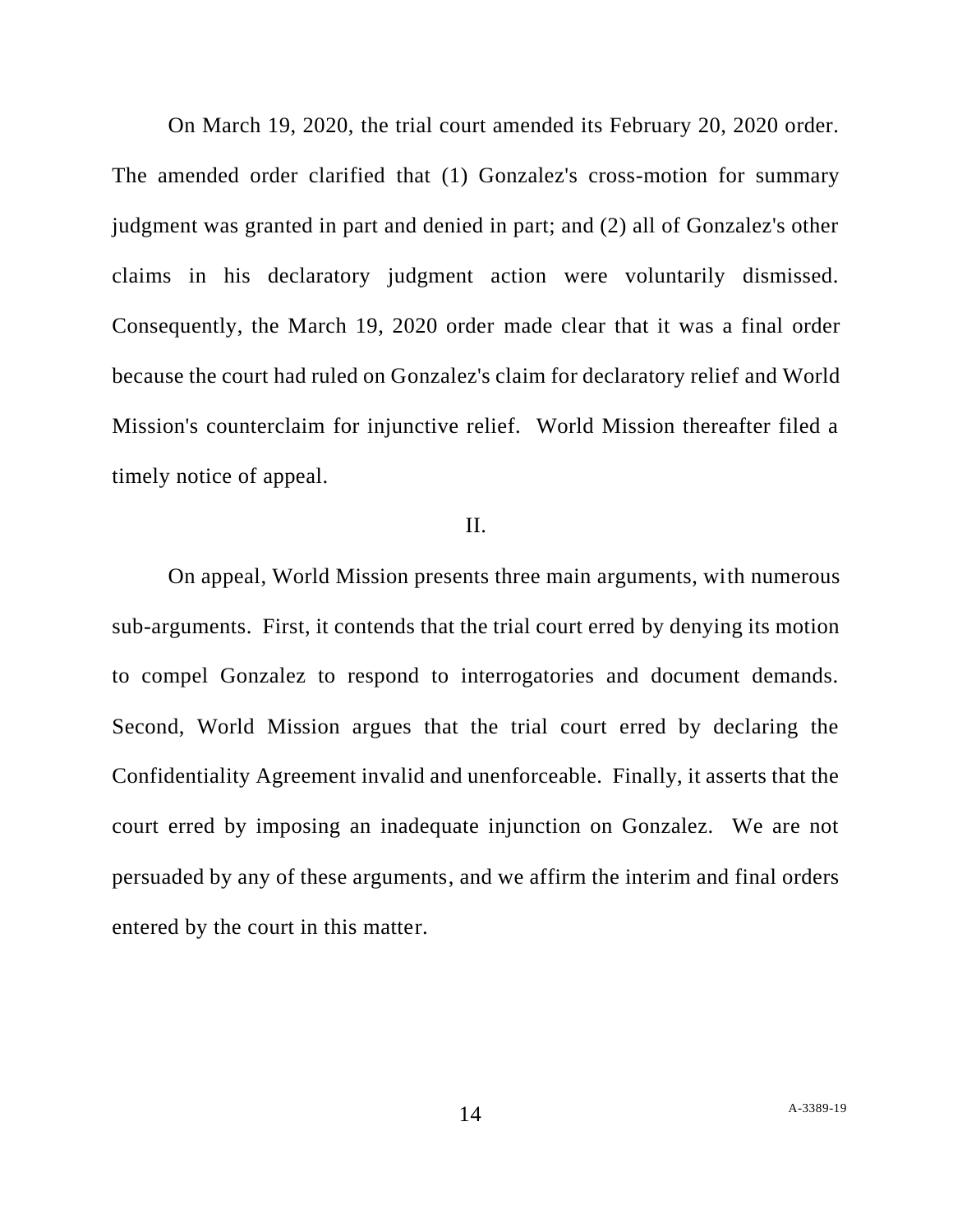On March 19, 2020, the trial court amended its February 20, 2020 order. The amended order clarified that (1) Gonzalez's cross-motion for summary judgment was granted in part and denied in part; and (2) all of Gonzalez's other claims in his declaratory judgment action were voluntarily dismissed. Consequently, the March 19, 2020 order made clear that it was a final order because the court had ruled on Gonzalez's claim for declaratory relief and World Mission's counterclaim for injunctive relief. World Mission thereafter filed a timely notice of appeal.

## II.

On appeal, World Mission presents three main arguments, with numerous sub-arguments. First, it contends that the trial court erred by denying its motion to compel Gonzalez to respond to interrogatories and document demands. Second, World Mission argues that the trial court erred by declaring the Confidentiality Agreement invalid and unenforceable. Finally, it asserts that the court erred by imposing an inadequate injunction on Gonzalez. We are not persuaded by any of these arguments, and we affirm the interim and final orders entered by the court in this matter.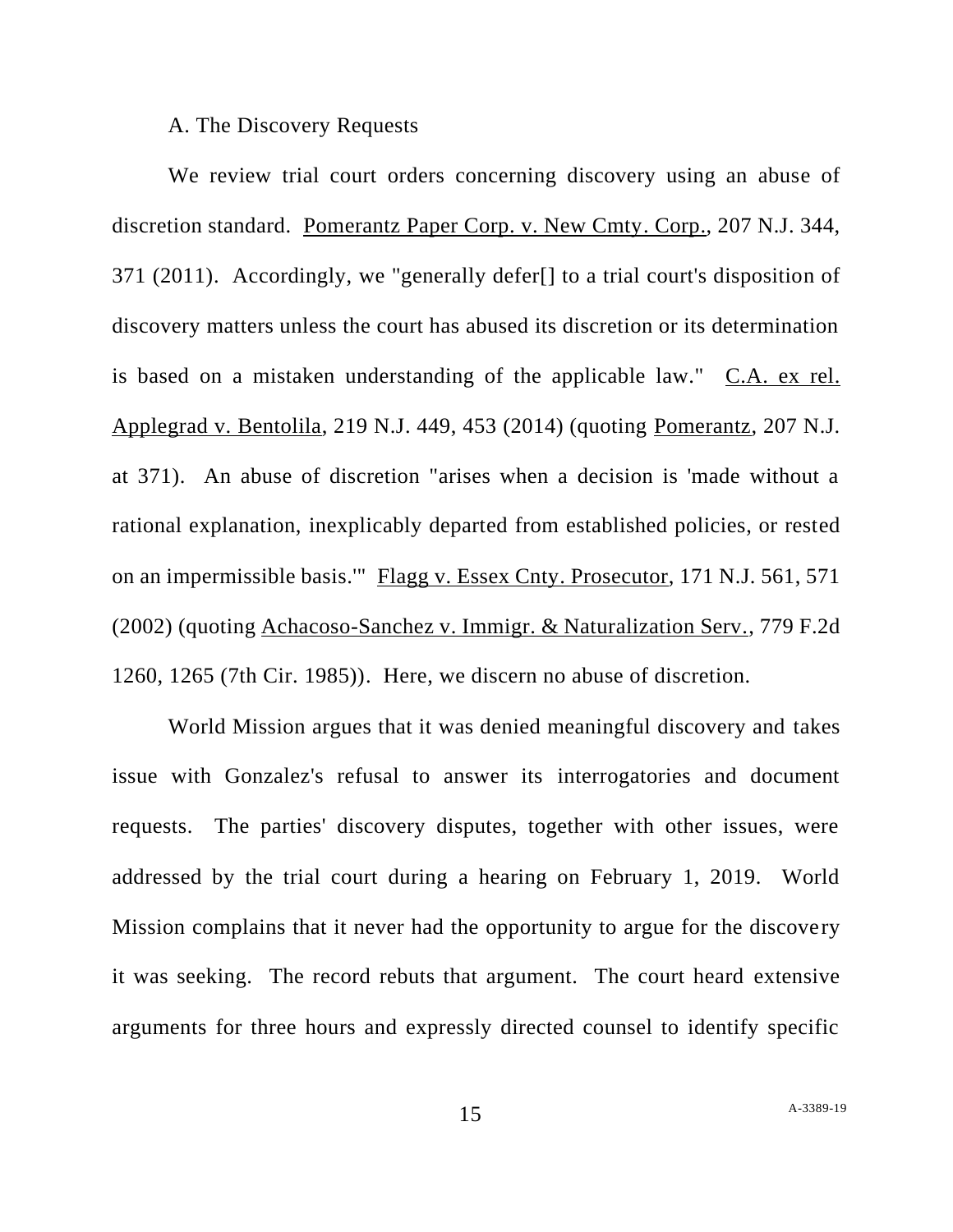A. The Discovery Requests

We review trial court orders concerning discovery using an abuse of discretion standard. Pomerantz Paper Corp. v. New Cmty. Corp., 207 N.J. 344, 371 (2011). Accordingly, we "generally defer[] to a trial court's disposition of discovery matters unless the court has abused its discretion or its determination is based on a mistaken understanding of the applicable law." C.A. ex rel. Applegrad v. Bentolila, 219 N.J. 449, 453 (2014) (quoting Pomerantz, 207 N.J. at 371). An abuse of discretion "arises when a decision is 'made without a rational explanation, inexplicably departed from established policies, or rested on an impermissible basis.'" Flagg v. Essex Cnty. Prosecutor, 171 N.J. 561, 571 (2002) (quoting Achacoso-Sanchez v. Immigr. & Naturalization Serv., 779 F.2d 1260, 1265 (7th Cir. 1985)). Here, we discern no abuse of discretion.

World Mission argues that it was denied meaningful discovery and takes issue with Gonzalez's refusal to answer its interrogatories and document requests. The parties' discovery disputes, together with other issues, were addressed by the trial court during a hearing on February 1, 2019. World Mission complains that it never had the opportunity to argue for the discovery it was seeking. The record rebuts that argument. The court heard extensive arguments for three hours and expressly directed counsel to identify specific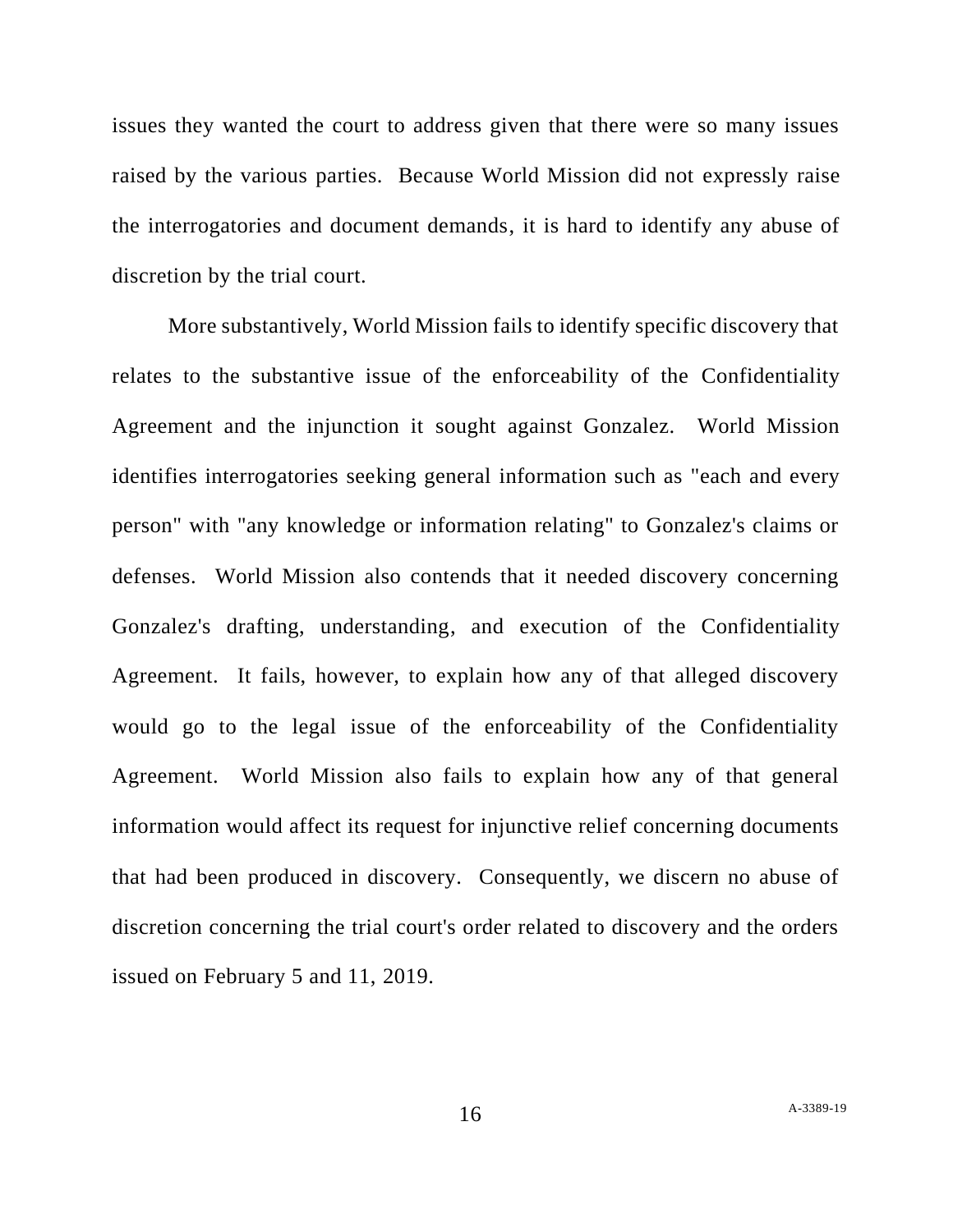issues they wanted the court to address given that there were so many issues raised by the various parties. Because World Mission did not expressly raise the interrogatories and document demands, it is hard to identify any abuse of discretion by the trial court.

More substantively, World Mission fails to identify specific discovery that relates to the substantive issue of the enforceability of the Confidentiality Agreement and the injunction it sought against Gonzalez. World Mission identifies interrogatories seeking general information such as "each and every person" with "any knowledge or information relating" to Gonzalez's claims or defenses. World Mission also contends that it needed discovery concerning Gonzalez's drafting, understanding, and execution of the Confidentiality Agreement. It fails, however, to explain how any of that alleged discovery would go to the legal issue of the enforceability of the Confidentiality Agreement. World Mission also fails to explain how any of that general information would affect its request for injunctive relief concerning documents that had been produced in discovery. Consequently, we discern no abuse of discretion concerning the trial court's order related to discovery and the orders issued on February 5 and 11, 2019.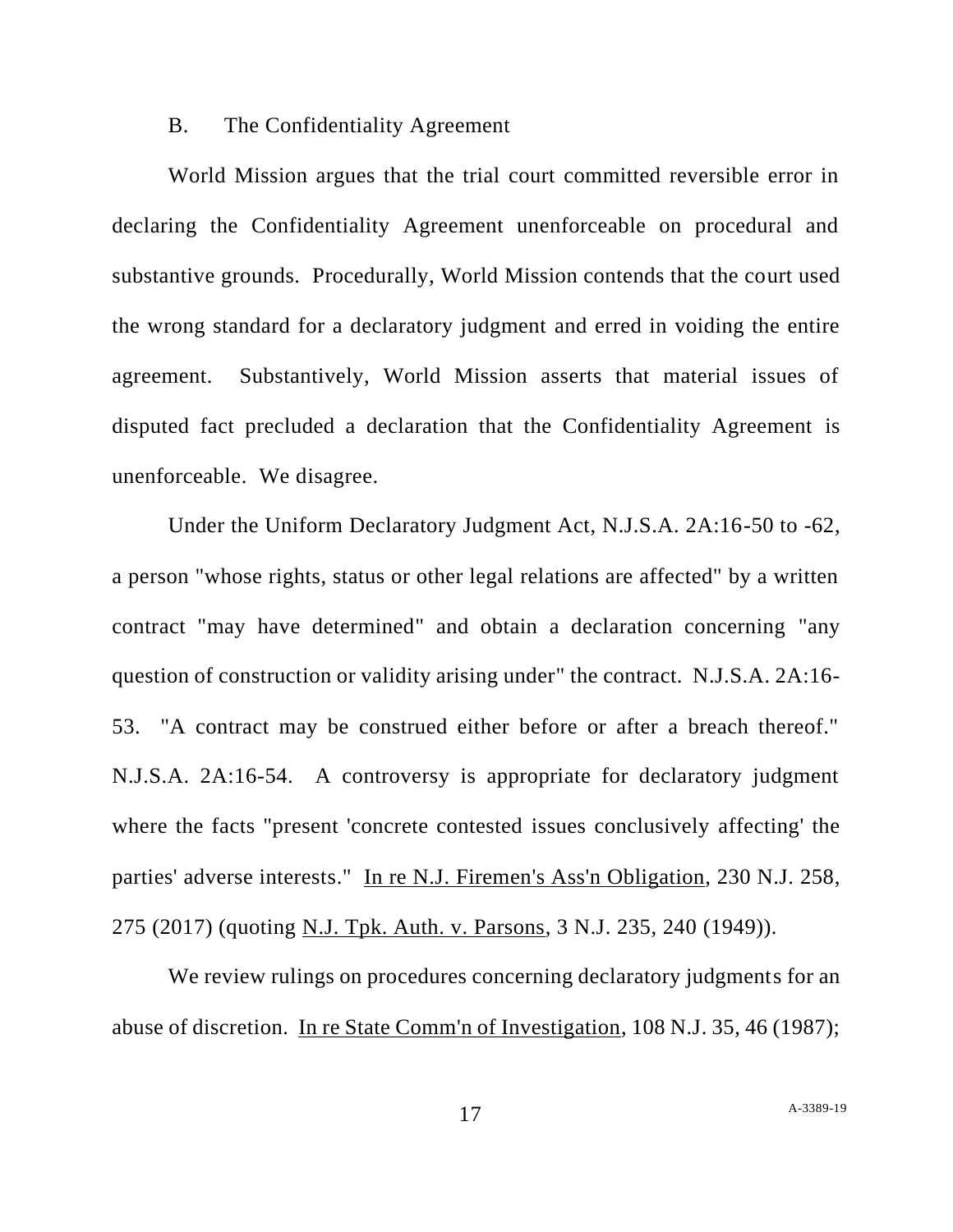### B. The Confidentiality Agreement

World Mission argues that the trial court committed reversible error in declaring the Confidentiality Agreement unenforceable on procedural and substantive grounds. Procedurally, World Mission contends that the court used the wrong standard for a declaratory judgment and erred in voiding the entire agreement. Substantively, World Mission asserts that material issues of disputed fact precluded a declaration that the Confidentiality Agreement is unenforceable. We disagree.

Under the Uniform Declaratory Judgment Act, N.J.S.A. 2A:16-50 to -62, a person "whose rights, status or other legal relations are affected" by a written contract "may have determined" and obtain a declaration concerning "any question of construction or validity arising under" the contract. N.J.S.A. 2A:16-53. "A contract may be construed either before or after a breach thereof." N.J.S.A. 2A:16-54. A controversy is appropriate for declaratory judgment where the facts "present 'concrete contested issues conclusively affecting' the parties' adverse interests." In re N.J. Firemen's Ass'n Obligation, 230 N.J. 258, 275 (2017) (quoting N.J. Tpk. Auth. v. Parsons, 3 N.J. 235, 240 (1949)).

We review rulings on procedures concerning declaratory judgments for an abuse of discretion. In re State Comm'n of Investigation, 108 N.J. 35, 46 (1987);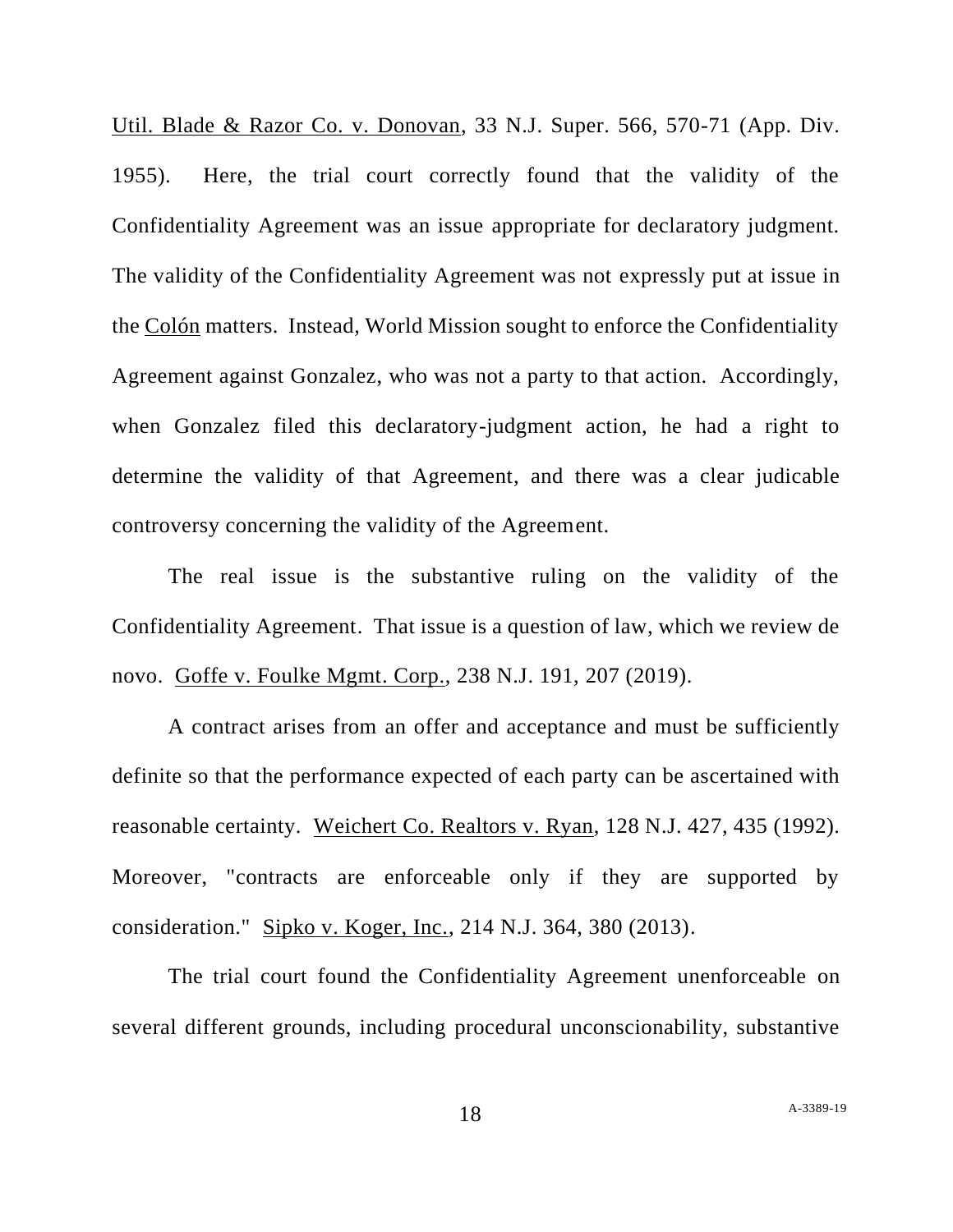Util. Blade & Razor Co. v. Donovan, 33 N.J. Super. 566, 570-71 (App. Div. 1955). Here, the trial court correctly found that the validity of the Confidentiality Agreement was an issue appropriate for declaratory judgment. The validity of the Confidentiality Agreement was not expressly put at issue in the Colón matters. Instead, World Mission sought to enforce the Confidentiality Agreement against Gonzalez, who was not a party to that action. Accordingly, when Gonzalez filed this declaratory-judgment action, he had a right to determine the validity of that Agreement, and there was a clear judicable controversy concerning the validity of the Agreement.

The real issue is the substantive ruling on the validity of the Confidentiality Agreement. That issue is a question of law, which we review de novo. Goffe v. Foulke Mgmt. Corp., 238 N.J. 191, 207 (2019).

A contract arises from an offer and acceptance and must be sufficiently definite so that the performance expected of each party can be ascertained with reasonable certainty. Weichert Co. Realtors v. Ryan, 128 N.J. 427, 435 (1992). Moreover, "contracts are enforceable only if they are supported by consideration." Sipko v. Koger, Inc., 214 N.J. 364, 380 (2013).

The trial court found the Confidentiality Agreement unenforceable on several different grounds, including procedural unconscionability, substantive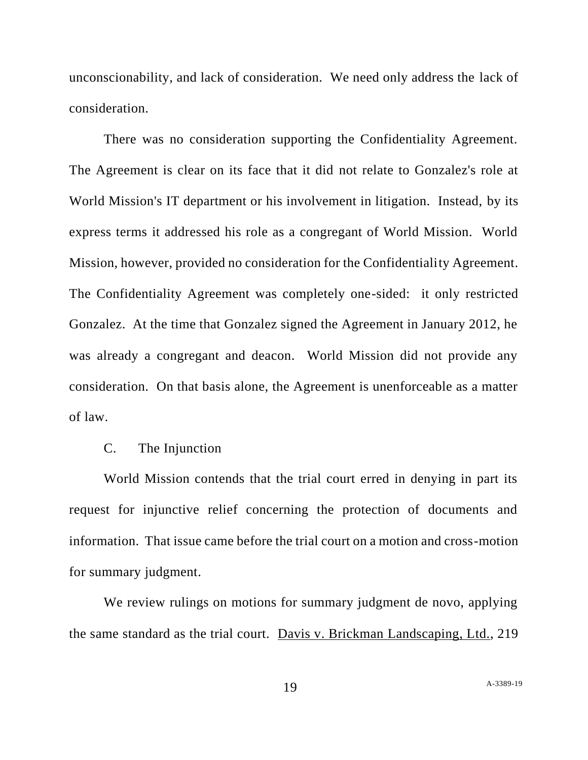unconscionability, and lack of consideration. We need only address the lack of consideration.

There was no consideration supporting the Confidentiality Agreement. The Agreement is clear on its face that it did not relate to Gonzalez's role at World Mission's IT department or his involvement in litigation. Instead, by its express terms it addressed his role as a congregant of World Mission. World Mission, however, provided no consideration for the Confidentiality Agreement. The Confidentiality Agreement was completely one-sided: it only restricted Gonzalez. At the time that Gonzalez signed the Agreement in January 2012, he was already a congregant and deacon. World Mission did not provide any consideration. On that basis alone, the Agreement is unenforceable as a matter of law.

C. The Injunction

World Mission contends that the trial court erred in denying in part its request for injunctive relief concerning the protection of documents and information. That issue came before the trial court on a motion and cross-motion for summary judgment.

We review rulings on motions for summary judgment de novo, applying the same standard as the trial court. Davis v. Brickman Landscaping, Ltd., 219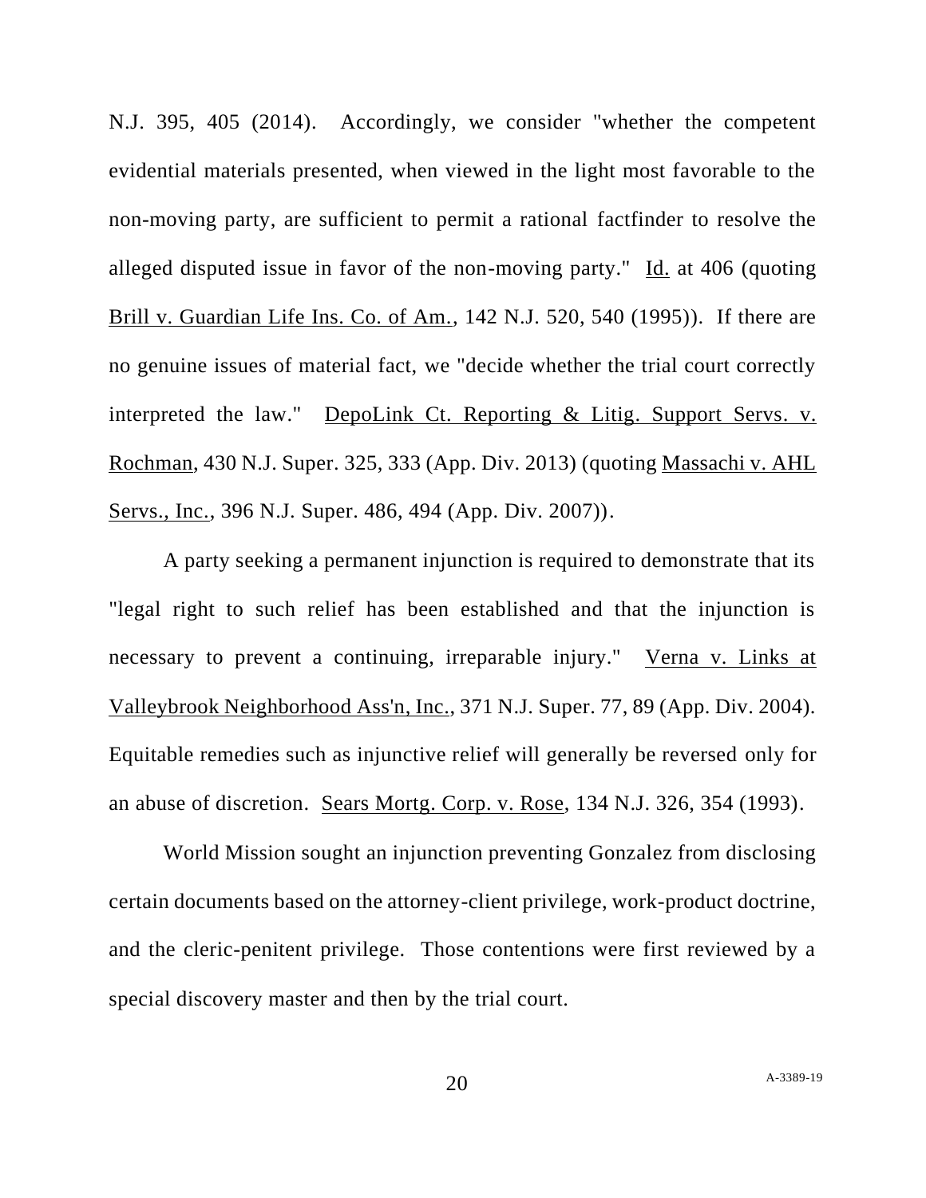N.J. 395, 405 (2014). Accordingly, we consider "whether the competent evidential materials presented, when viewed in the light most favorable to the non-moving party, are sufficient to permit a rational factfinder to resolve the alleged disputed issue in favor of the non-moving party." Id. at 406 (quoting Brill v. Guardian Life Ins. Co. of Am., 142 N.J. 520, 540 (1995)). If there are no genuine issues of material fact, we "decide whether the trial court correctly interpreted the law." DepoLink Ct. Reporting & Litig. Support Servs. v. Rochman, 430 N.J. Super. 325, 333 (App. Div. 2013) (quoting Massachi v. AHL Servs., Inc., 396 N.J. Super. 486, 494 (App. Div. 2007)).

A party seeking a permanent injunction is required to demonstrate that its "legal right to such relief has been established and that the injunction is necessary to prevent a continuing, irreparable injury." Verna v. Links at Valleybrook Neighborhood Ass'n, Inc., 371 N.J. Super. 77, 89 (App. Div. 2004). Equitable remedies such as injunctive relief will generally be reversed only for an abuse of discretion. Sears Mortg. Corp. v. Rose, 134 N.J. 326, 354 (1993).

World Mission sought an injunction preventing Gonzalez from disclosing certain documents based on the attorney-client privilege, work-product doctrine, and the cleric-penitent privilege. Those contentions were first reviewed by a special discovery master and then by the trial court.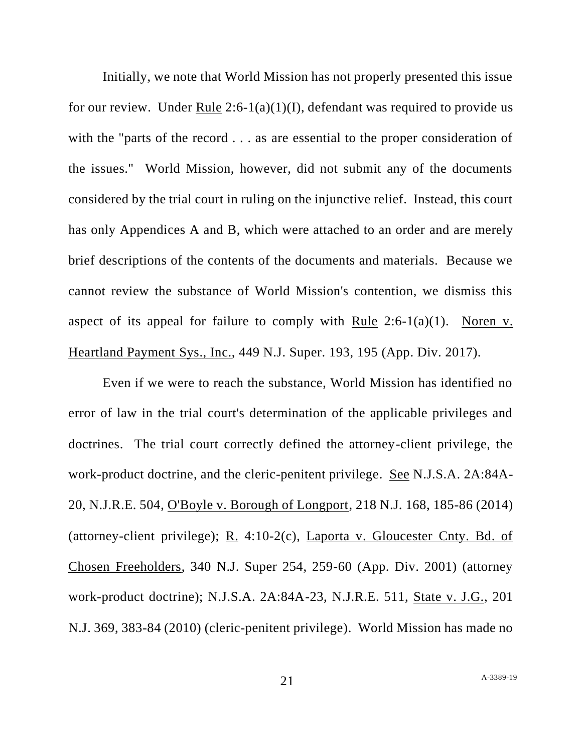Initially, we note that World Mission has not properly presented this issue for our review. Under Rule 2:6-1(a)(1)(I), defendant was required to provide us with the "parts of the record . . . as are essential to the proper consideration of the issues." World Mission, however, did not submit any of the documents considered by the trial court in ruling on the injunctive relief. Instead, this court has only Appendices A and B, which were attached to an order and are merely brief descriptions of the contents of the documents and materials. Because we cannot review the substance of World Mission's contention, we dismiss this aspect of its appeal for failure to comply with Rule 2:6-1(a)(1). Noren v. Heartland Payment Sys., Inc., 449 N.J. Super. 193, 195 (App. Div. 2017).

Even if we were to reach the substance, World Mission has identified no error of law in the trial court's determination of the applicable privileges and doctrines. The trial court correctly defined the attorney-client privilege, the work-product doctrine, and the cleric-penitent privilege. See N.J.S.A. 2A:84A-20, N.J.R.E. 504, O'Boyle v. Borough of Longport, 218 N.J. 168, 185-86 (2014) (attorney-client privilege); R. 4:10-2(c), Laporta v. Gloucester Cnty. Bd. of Chosen Freeholders, 340 N.J. Super 254, 259-60 (App. Div. 2001) (attorney work-product doctrine); N.J.S.A. 2A:84A-23, N.J.R.E. 511, State v. J.G., 201 N.J. 369, 383-84 (2010) (cleric-penitent privilege). World Mission has made no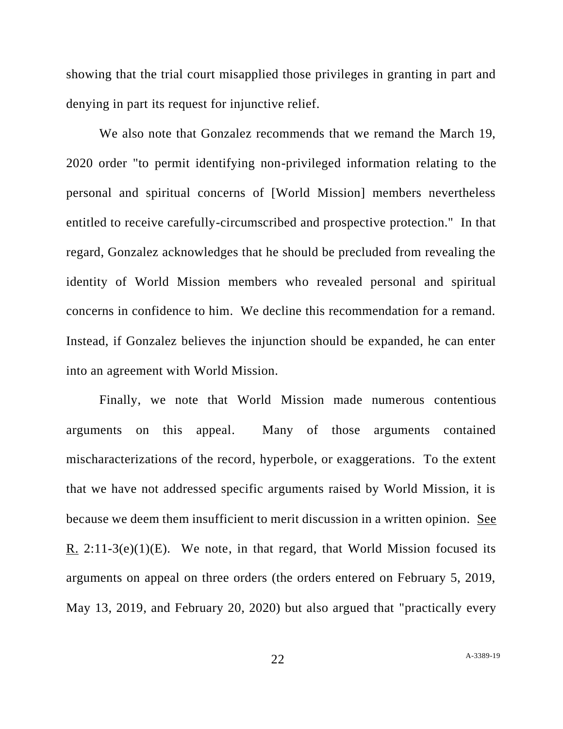showing that the trial court misapplied those privileges in granting in part and denying in part its request for injunctive relief.

We also note that Gonzalez recommends that we remand the March 19, 2020 order "to permit identifying non-privileged information relating to the personal and spiritual concerns of [World Mission] members nevertheless entitled to receive carefully-circumscribed and prospective protection." In that regard, Gonzalez acknowledges that he should be precluded from revealing the identity of World Mission members who revealed personal and spiritual concerns in confidence to him. We decline this recommendation for a remand. Instead, if Gonzalez believes the injunction should be expanded, he can enter into an agreement with World Mission.

Finally, we note that World Mission made numerous contentious arguments on this appeal. Many of those arguments contained mischaracterizations of the record, hyperbole, or exaggerations. To the extent that we have not addressed specific arguments raised by World Mission, it is because we deem them insufficient to merit discussion in a written opinion. See R. 2:11-3(e)(1)(E). We note, in that regard, that World Mission focused its arguments on appeal on three orders (the orders entered on February 5, 2019, May 13, 2019, and February 20, 2020) but also argued that "practically every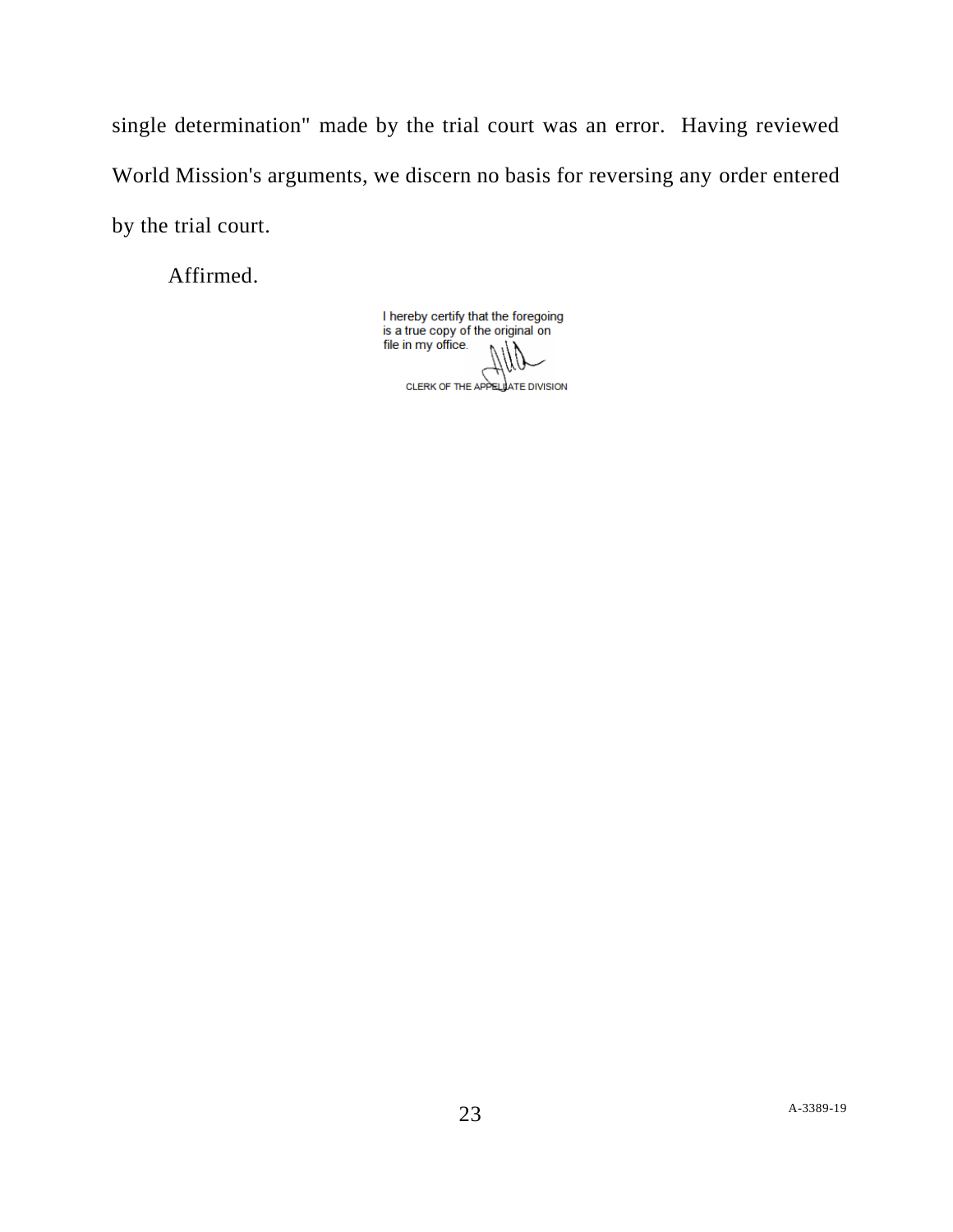single determination" made by the trial court was an error. Having reviewed World Mission's arguments, we discern no basis for reversing any order entered by the trial court.

Affirmed.

I hereby certify that the foregoing is a true copy of the original on file in my office.

CLERK OF THE APPELLATE DIVISION